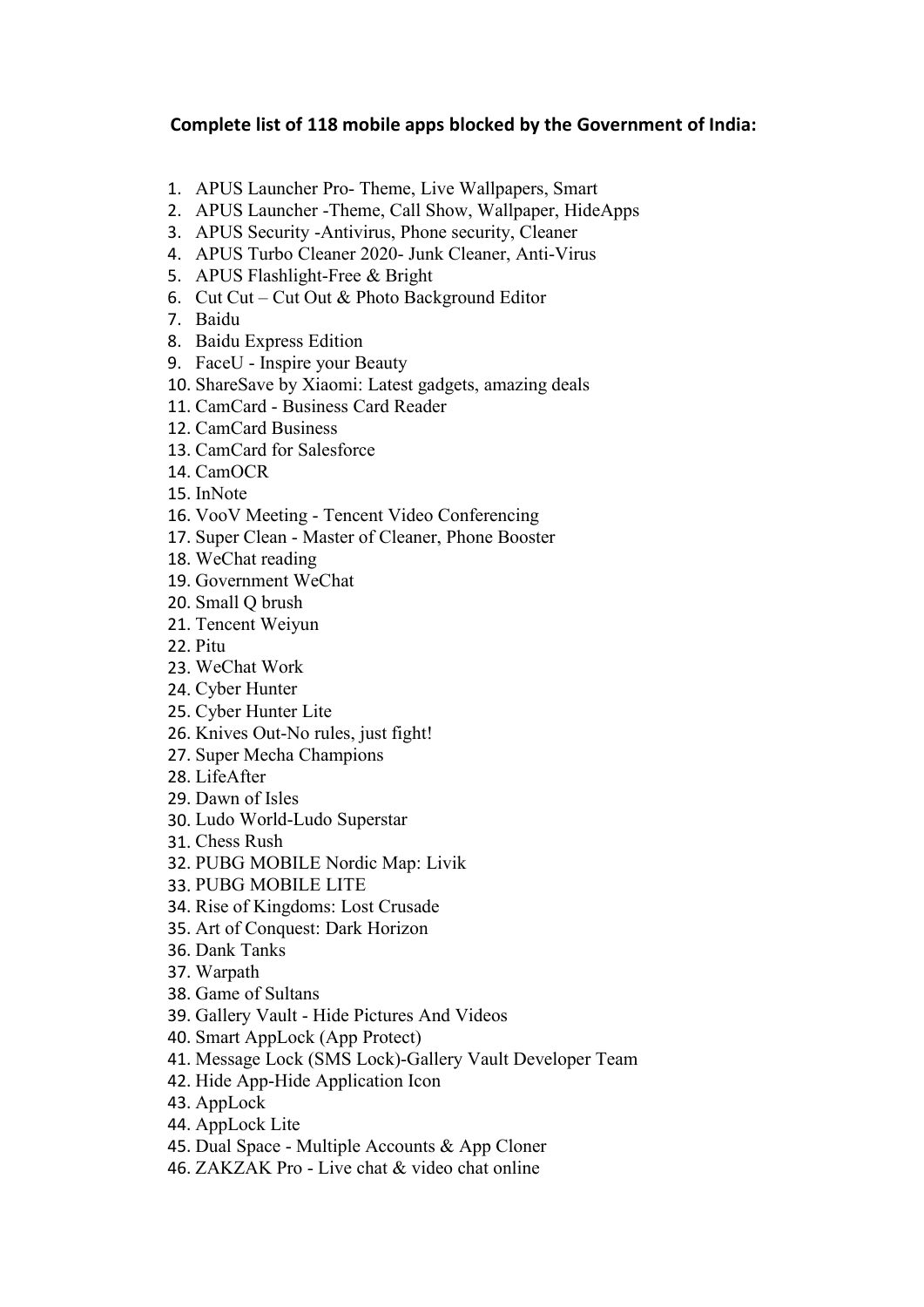**Complete list of 118 mobile apps blocked by the Government of India:**

1. APUS Launcher Pro- Theme, Live Wallpapers, Smart
2. APUS Launcher -Theme, Call Show, Wallpaper, HideApps
3. APUS Security -Antivirus, Phone security, Cleaner
4. APUS Turbo Cleaner 2020- Junk Cleaner, Anti-Virus
5. APUS Flashlight-Free & Bright
6. Cut Cut – Cut Out & Photo Background Editor
7. Baidu
8. Baidu Express Edition
9. FaceU - Inspire your Beauty
10. ShareSave by Xiaomi: Latest gadgets, amazing deals
11. CamCard - Business Card Reader
12. CamCard Business
13. CamCard for Salesforce
14. CamOCR
15. InNote
16. VooV Meeting - Tencent Video Conferencing
17. Super Clean - Master of Cleaner, Phone Booster
18. WeChat reading
19. Government WeChat
20. Small Q brush
21. Tencent Weiyun
22. Pitu
23. WeChat Work
24. Cyber Hunter
25. Cyber Hunter Lite
26. Knives Out-No rules, just fight!
27. Super Mecha Champions
28. LifeAfter
29. Dawn of Isles
30. Ludo World-Ludo Superstar
31. Chess Rush
32. PUBG MOBILE Nordic Map: Livik
33. PUBG MOBILE LITE
34. Rise of Kingdoms: Lost Crusade
35. Art of Conquest: Dark Horizon
36. Dank Tanks
37. Warpath
38. Game of Sultans
39. Gallery Vault - Hide Pictures And Videos
40. Smart AppLock (App Protect)
41. Message Lock (SMS Lock)-Gallery Vault Developer Team
42. Hide App-Hide Application Icon
43. AppLock
44. AppLock Lite
45. Dual Space - Multiple Accounts & App Cloner
46. ZAKZAK Pro - Live chat & video chat online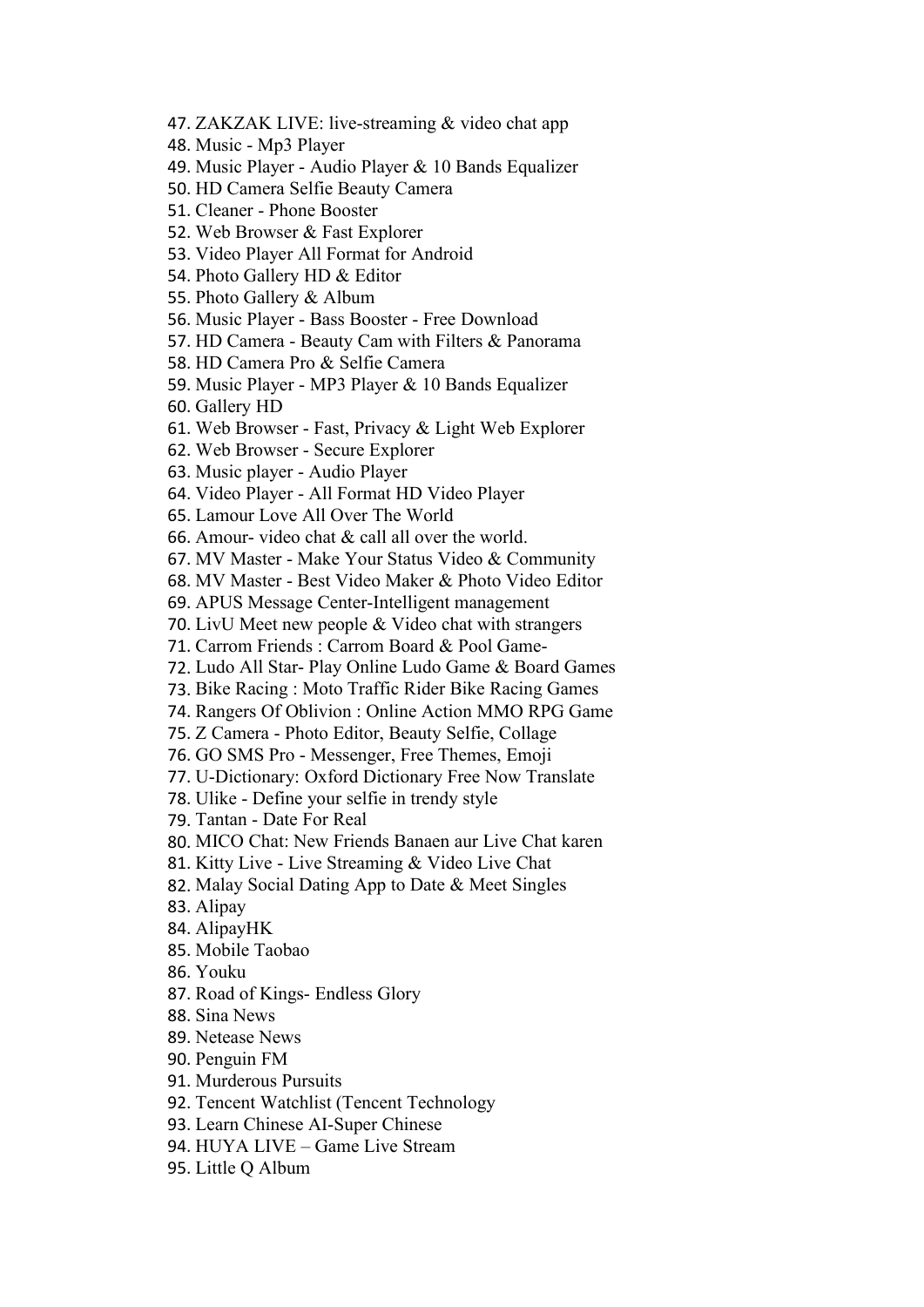47. ZAKZAK LIVE: live-streaming & video chat app
48. Music - Mp3 Player
49. Music Player - Audio Player & 10 Bands Equalizer
50. HD Camera Selfie Beauty Camera
51. Cleaner - Phone Booster
52. Web Browser & Fast Explorer
53. Video Player All Format for Android
54. Photo Gallery HD & Editor
55. Photo Gallery & Album
56. Music Player - Bass Booster - Free Download
57. HD Camera - Beauty Cam with Filters & Panorama
58. HD Camera Pro & Selfie Camera
59. Music Player - MP3 Player & 10 Bands Equalizer
60. Gallery HD
61. Web Browser - Fast, Privacy & Light Web Explorer
62. Web Browser - Secure Explorer
63. Music player - Audio Player
64. Video Player - All Format HD Video Player
65. Lamour Love All Over The World
66. Amour- video chat & call all over the world.
67. MV Master - Make Your Status Video & Community
68. MV Master - Best Video Maker & Photo Video Editor
69. APUS Message Center-Intelligent management
70. LivU Meet new people & Video chat with strangers
71. Carrom Friends : Carrom Board & Pool Game-
72. Ludo All Star- Play Online Ludo Game & Board Games
73. Bike Racing : Moto Traffic Rider Bike Racing Games
74. Rangers Of Oblivion : Online Action MMO RPG Game
75. Z Camera - Photo Editor, Beauty Selfie, Collage
76. GO SMS Pro - Messenger, Free Themes, Emoji
77. U-Dictionary: Oxford Dictionary Free Now Translate
78. Ulike - Define your selfie in trendy style
79. Tantan - Date For Real
80. MICO Chat: New Friends Banaen aur Live Chat karen
81. Kitty Live - Live Streaming & Video Live Chat
82. Malay Social Dating App to Date & Meet Singles
83. Alipay
84. AlipayHK
85. Mobile Taobao
86. Youku
87. Road of Kings- Endless Glory
88. Sina News
89. Netease News
90. Penguin FM
91. Murderous Pursuits
92. Tencent Watchlist (Tencent Technology
93. Learn Chinese AI-Super Chinese
94. HUYA LIVE – Game Live Stream
95. Little Q Album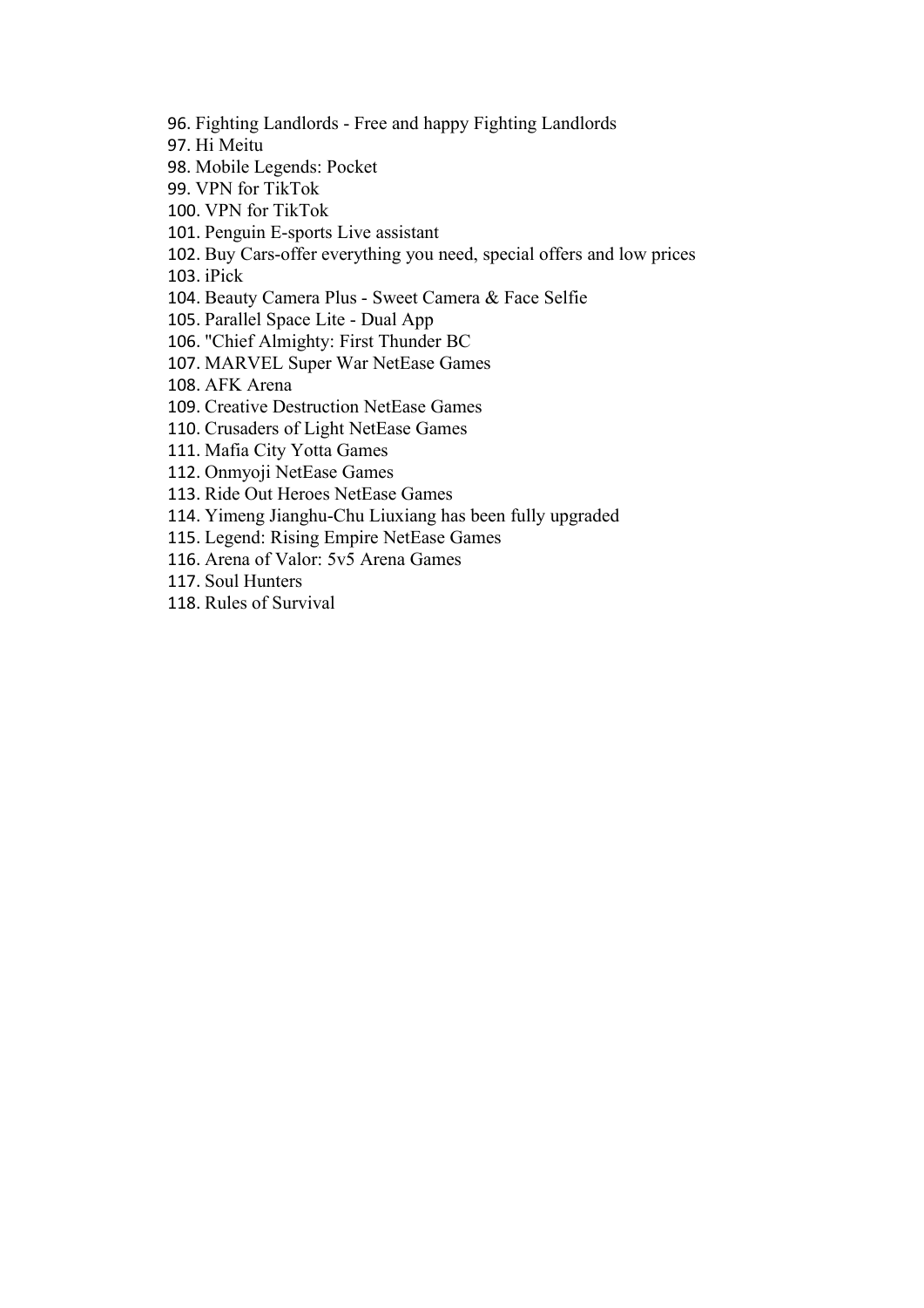96. Fighting Landlords - Free and happy Fighting Landlords
97. Hi Meitu
98. Mobile Legends: Pocket
99. VPN for TikTok
100. VPN for TikTok
101. Penguin E-sports Live assistant
102. Buy Cars-offer everything you need, special offers and low prices
103. iPick
104. Beauty Camera Plus - Sweet Camera & Face Selfie
105. Parallel Space Lite - Dual App
106. "Chief Almighty: First Thunder BC
107. MARVEL Super War NetEase Games
108. AFK Arena
109. Creative Destruction NetEase Games
110. Crusaders of Light NetEase Games
111. Mafia City Yotta Games
112. Onmyoji NetEase Games
113. Ride Out Heroes NetEase Games
114. Yimeng Jianghu-Chu Liuxiang has been fully upgraded
115. Legend: Rising Empire NetEase Games
116. Arena of Valor: 5v5 Arena Games
117. Soul Hunters
118. Rules of Survival